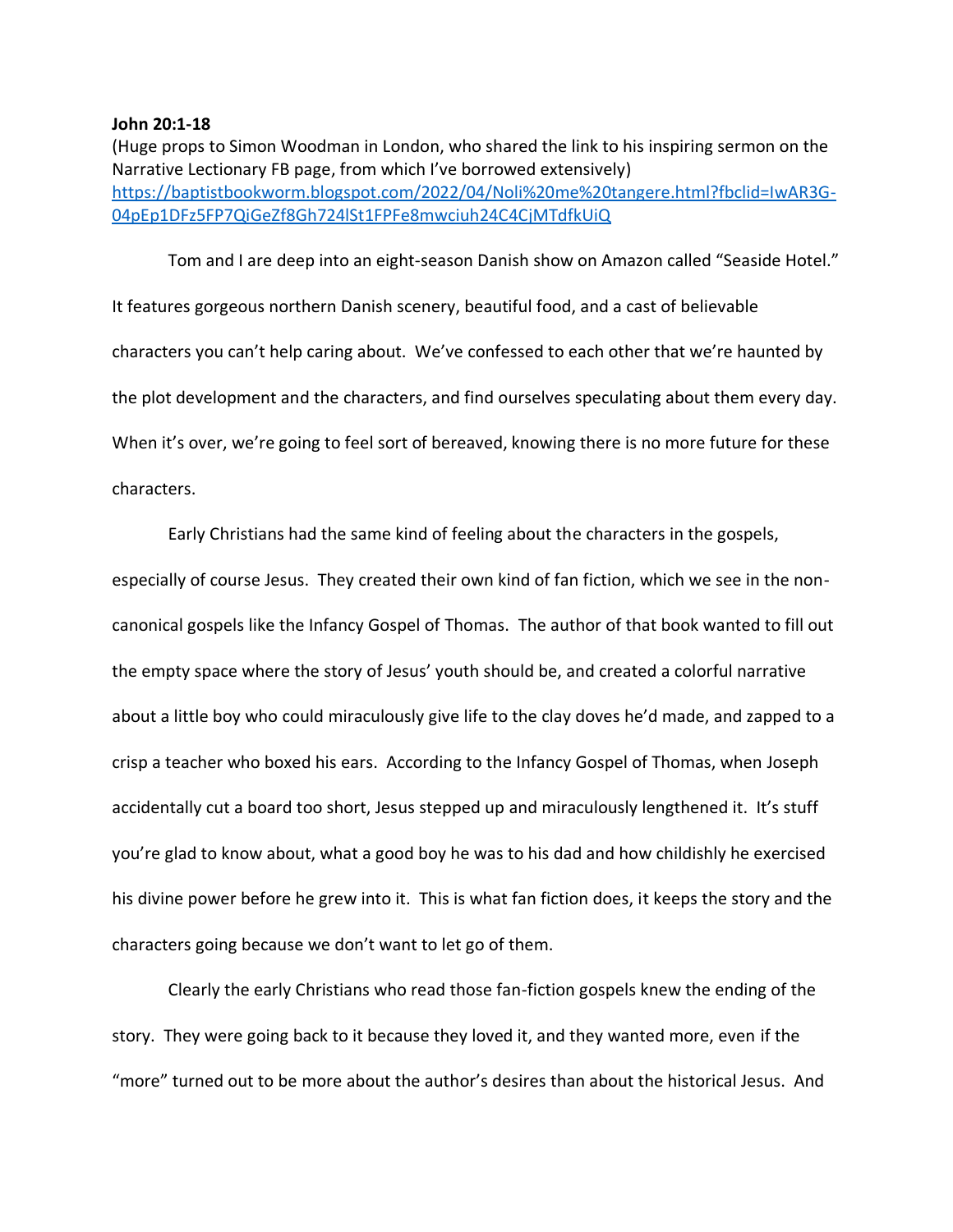**John 20:1-18**

(Huge props to Simon Woodman in London, who shared the link to his inspiring sermon on the Narrative Lectionary FB page, from which I've borrowed extensively) [https://baptistbookworm.blogspot.com/2022/04/Noli%20me%20tangere.html?fbclid=IwAR3G-04pEp1DFz5FP7QiGeZf8Gh724lSt1FPFe8mwciuh24C4CjMTdfkUiQ](https://baptistbookworm.blogspot.com/2022/04/Noli%20me%20tangere.html?fbclid=IwAR3G-04pEp1DFz5FP7QiGeZf8Gh724lSt1FPFe8mwciuh24C4CjMTdfkUiQ)

Tom and I are deep into an eight-season Danish show on Amazon called "Seaside Hotel." It features gorgeous northern Danish scenery, beautiful food, and a cast of believable characters you can't help caring about. We've confessed to each other that we're haunted by the plot development and the characters, and find ourselves speculating about them every day. When it's over, we're going to feel sort of bereaved, knowing there is no more future for these characters.

Early Christians had the same kind of feeling about the characters in the gospels, especially of course Jesus. They created their own kind of fan fiction, which we see in the non-canonical gospels like the Infancy Gospel of Thomas. The author of that book wanted to fill out the empty space where the story of Jesus' youth should be, and created a colorful narrative about a little boy who could miraculously give life to the clay doves he'd made, and zapped to a crisp a teacher who boxed his ears. According to the Infancy Gospel of Thomas, when Joseph accidentally cut a board too short, Jesus stepped up and miraculously lengthened it. It's stuff you're glad to know about, what a good boy he was to his dad and how childishly he exercised his divine power before he grew into it. This is what fan fiction does, it keeps the story and the characters going because we don't want to let go of them.

Clearly the early Christians who read those fan-fiction gospels knew the ending of the story. They were going back to it because they loved it, and they wanted more, even if the "more" turned out to be more about the author's desires than about the historical Jesus. And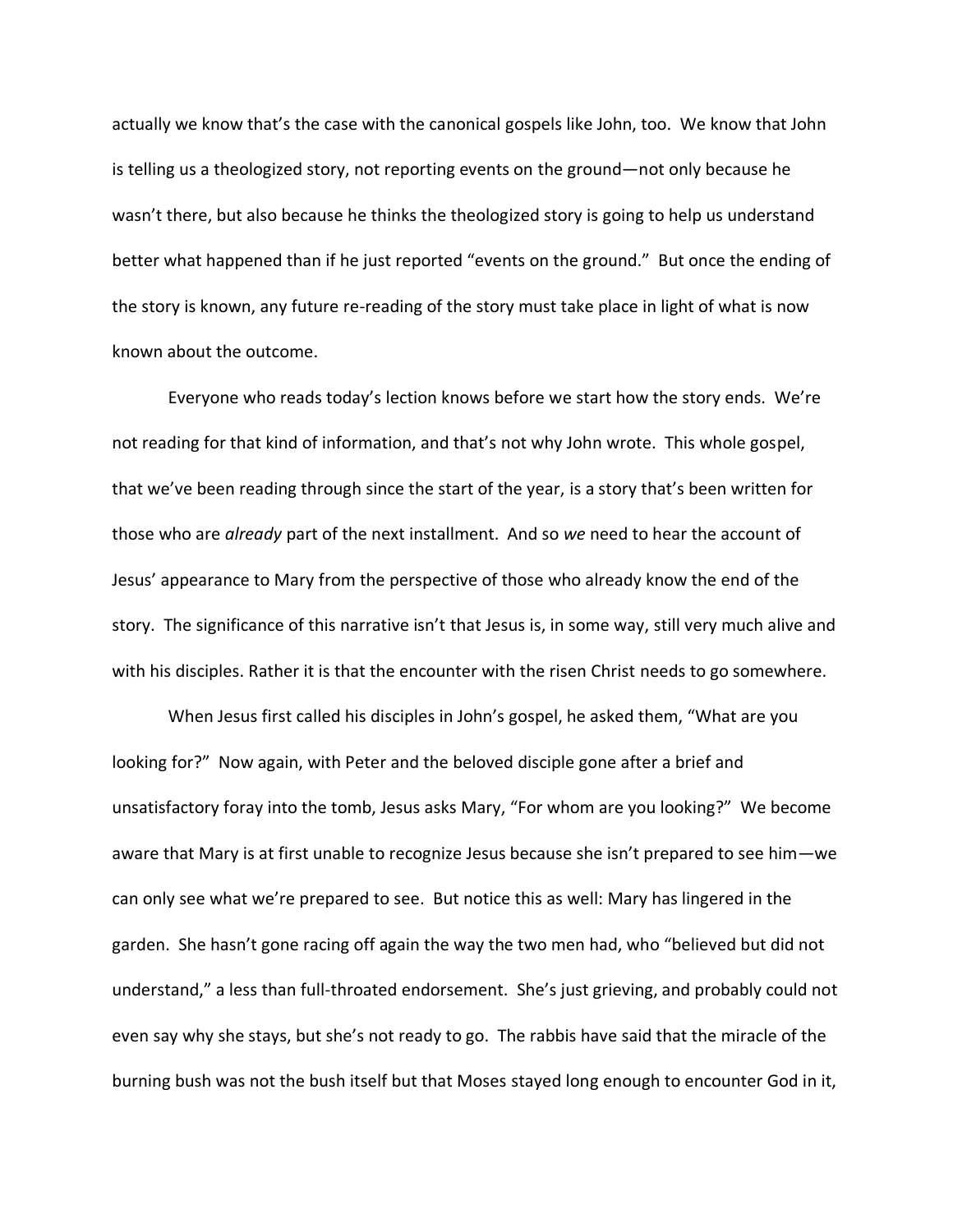actually we know that's the case with the canonical gospels like John, too. We know that John is telling us a theologized story, not reporting events on the ground—not only because he wasn't there, but also because he thinks the theologized story is going to help us understand better what happened than if he just reported "events on the ground." But once the ending of the story is known, any future re-reading of the story must take place in light of what is now known about the outcome.

Everyone who reads today's lection knows before we start how the story ends. We're not reading for that kind of information, and that's not why John wrote. This whole gospel, that we've been reading through since the start of the year, is a story that's been written for those who are *already* part of the next installment. And so *we* need to hear the account of Jesus' appearance to Mary from the perspective of those who already know the end of the story. The significance of this narrative isn't that Jesus is, in some way, still very much alive and with his disciples. Rather it is that the encounter with the risen Christ needs to go somewhere.

When Jesus first called his disciples in John's gospel, he asked them, "What are you looking for?" Now again, with Peter and the beloved disciple gone after a brief and unsatisfactory foray into the tomb, Jesus asks Mary, "For whom are you looking?" We become aware that Mary is at first unable to recognize Jesus because she isn't prepared to see him—we can only see what we're prepared to see. But notice this as well: Mary has lingered in the garden. She hasn't gone racing off again the way the two men had, who "believed but did not understand," a less than full-throated endorsement. She's just grieving, and probably could not even say why she stays, but she's not ready to go. The rabbis have said that the miracle of the burning bush was not the bush itself but that Moses stayed long enough to encounter God in it,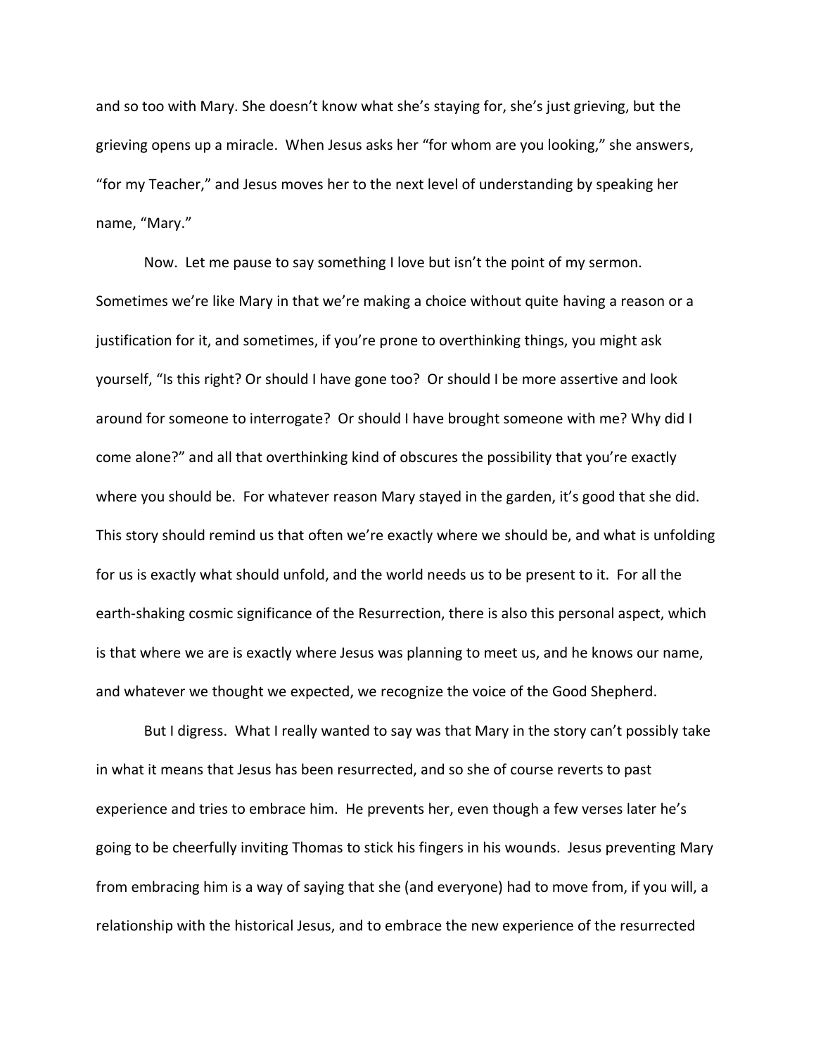and so too with Mary. She doesn't know what she's staying for, she's just grieving, but the grieving opens up a miracle. When Jesus asks her "for whom are you looking," she answers, "for my Teacher," and Jesus moves her to the next level of understanding by speaking her name, "Mary."

Now. Let me pause to say something I love but isn't the point of my sermon. Sometimes we're like Mary in that we're making a choice without quite having a reason or a justification for it, and sometimes, if you're prone to overthinking things, you might ask yourself, "Is this right? Or should I have gone too? Or should I be more assertive and look around for someone to interrogate? Or should I have brought someone with me? Why did I come alone?" and all that overthinking kind of obscures the possibility that you're exactly where you should be. For whatever reason Mary stayed in the garden, it's good that she did. This story should remind us that often we're exactly where we should be, and what is unfolding for us is exactly what should unfold, and the world needs us to be present to it. For all the earth-shaking cosmic significance of the Resurrection, there is also this personal aspect, which is that where we are is exactly where Jesus was planning to meet us, and he knows our name, and whatever we thought we expected, we recognize the voice of the Good Shepherd.

But I digress. What I really wanted to say was that Mary in the story can't possibly take in what it means that Jesus has been resurrected, and so she of course reverts to past experience and tries to embrace him. He prevents her, even though a few verses later he's going to be cheerfully inviting Thomas to stick his fingers in his wounds. Jesus preventing Mary from embracing him is a way of saying that she (and everyone) had to move from, if you will, a relationship with the historical Jesus, and to embrace the new experience of the resurrected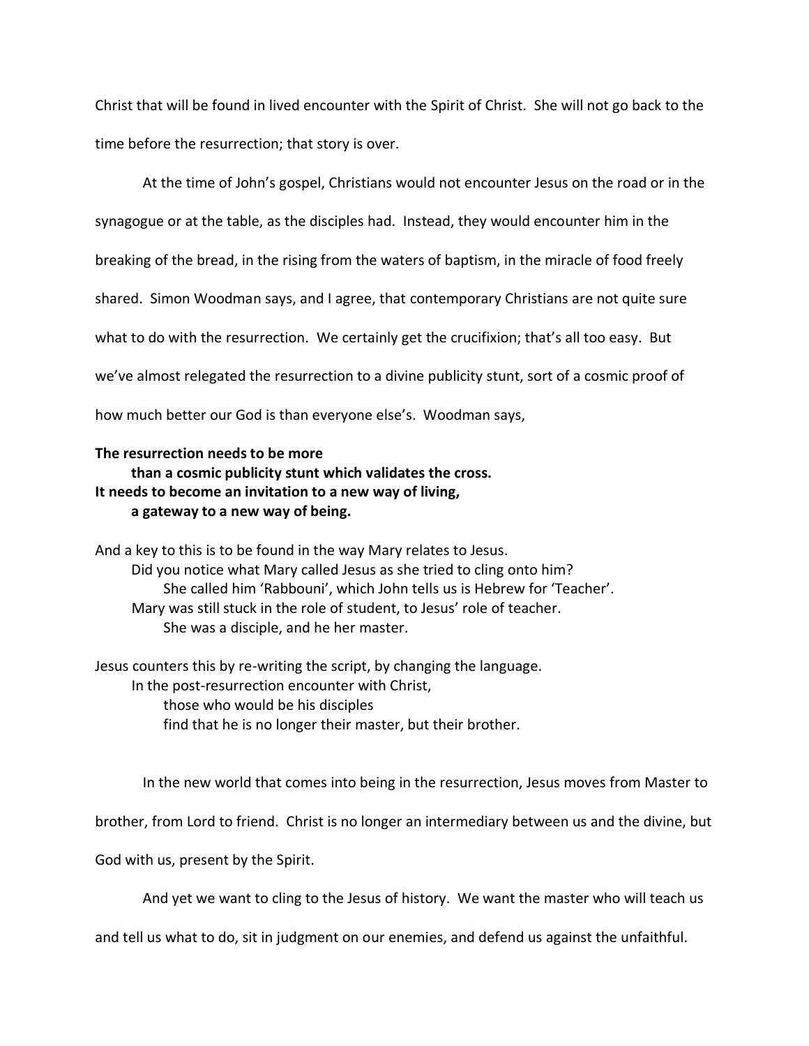Christ that will be found in lived encounter with the Spirit of Christ. She will not go back to the time before the resurrection; that story is over.

At the time of John's gospel, Christians would not encounter Jesus on the road or in the synagogue or at the table, as the disciples had. Instead, they would encounter him in the breaking of the bread, in the rising from the waters of baptism, in the miracle of food freely shared. Simon Woodman says, and I agree, that contemporary Christians are not quite sure what to do with the resurrection. We certainly get the crucifixion; that's all too easy. But we've almost relegated the resurrection to a divine publicity stunt, sort of a cosmic proof of how much better our God is than everyone else's. Woodman says,

**The resurrection needs to be more**
**than a cosmic publicity stunt which validates the cross.**
**It needs to become an invitation to a new way of living,**
**a gateway to a new way of being.**

And a key to this is to be found in the way Mary relates to Jesus.
Did you notice what Mary called Jesus as she tried to cling onto him?
She called him 'Rabbouni', which John tells us is Hebrew for 'Teacher'.
Mary was still stuck in the role of student, to Jesus' role of teacher.
She was a disciple, and he her master.

Jesus counters this by re-writing the script, by changing the language.
In the post-resurrection encounter with Christ,
those who would be his disciples
find that he is no longer their master, but their brother.

In the new world that comes into being in the resurrection, Jesus moves from Master to brother, from Lord to friend. Christ is no longer an intermediary between us and the divine, but God with us, present by the Spirit.

And yet we want to cling to the Jesus of history. We want the master who will teach us and tell us what to do, sit in judgment on our enemies, and defend us against the unfaithful.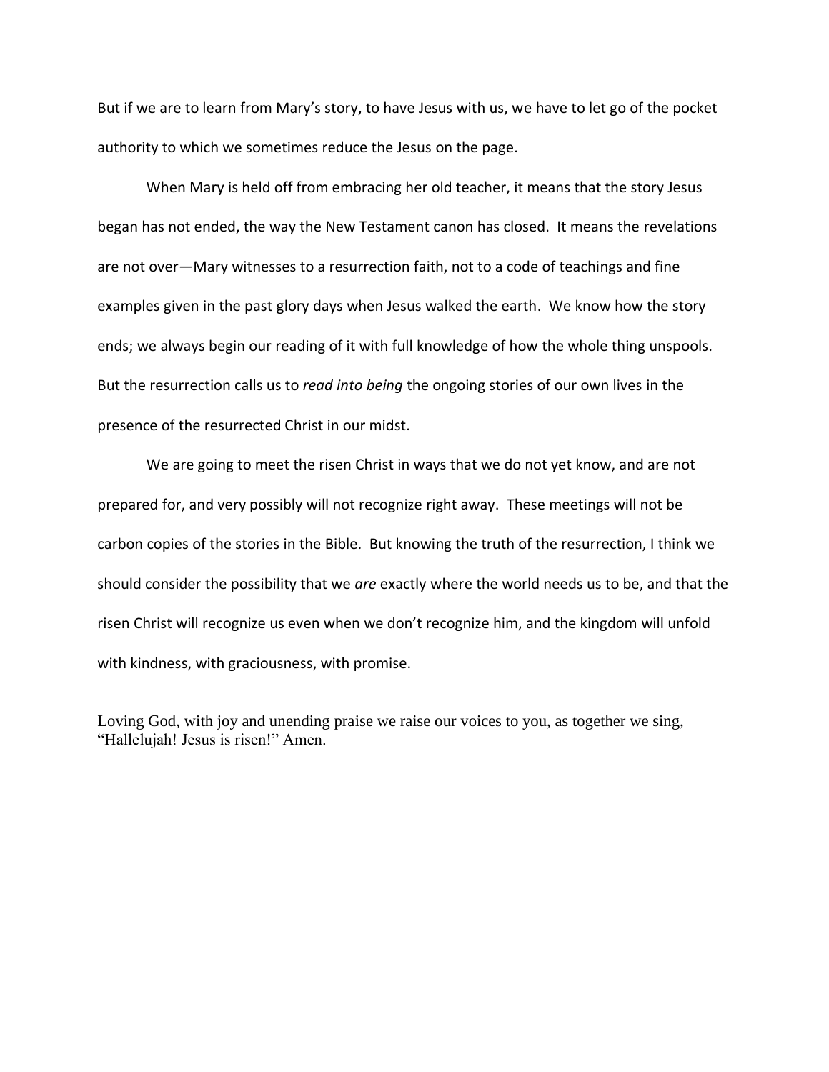But if we are to learn from Mary's story, to have Jesus with us, we have to let go of the pocket authority to which we sometimes reduce the Jesus on the page.

When Mary is held off from embracing her old teacher, it means that the story Jesus began has not ended, the way the New Testament canon has closed. It means the revelations are not over—Mary witnesses to a resurrection faith, not to a code of teachings and fine examples given in the past glory days when Jesus walked the earth. We know how the story ends; we always begin our reading of it with full knowledge of how the whole thing unspools. But the resurrection calls us to *read into being* the ongoing stories of our own lives in the presence of the resurrected Christ in our midst.

We are going to meet the risen Christ in ways that we do not yet know, and are not prepared for, and very possibly will not recognize right away. These meetings will not be carbon copies of the stories in the Bible. But knowing the truth of the resurrection, I think we should consider the possibility that we *are* exactly where the world needs us to be, and that the risen Christ will recognize us even when we don't recognize him, and the kingdom will unfold with kindness, with graciousness, with promise.

Loving God, with joy and unending praise we raise our voices to you, as together we sing, "Hallelujah! Jesus is risen!" Amen.